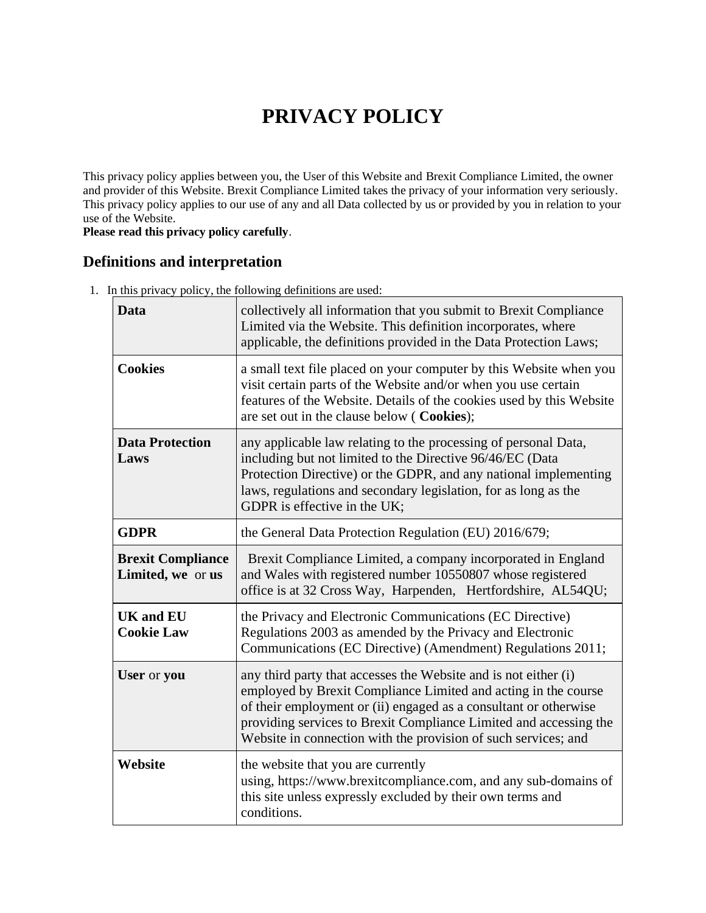# PRIVACY POLICY

This privacy policy applies between you, the User of this Website and Brexit Compliance Limited, the owner and provider of this Website. Brexit Compliance Limited takes the privacy of your information very seriously. This privacy policy applies to our use of any and all Data collected by us or provided by you in relation to your use of the Website.

**Please read this privacy policy carefully**.

## Definitions and interpretation

1. In this privacy policy, the following definitions are used:

| | |
|---|---|
| **Data** | collectively all information that you submit to Brexit Compliance Limited via the Website. This definition incorporates, where applicable, the definitions provided in the Data Protection Laws; |
| **Cookies** | a small text file placed on your computer by this Website when you visit certain parts of the Website and/or when you use certain features of the Website. Details of the cookies used by this Website are set out in the clause below ( **Cookies**); |
| **Data Protection Laws** | any applicable law relating to the processing of personal Data, including but not limited to the Directive 96/46/EC (Data Protection Directive) or the GDPR, and any national implementing laws, regulations and secondary legislation, for as long as the GDPR is effective in the UK; |
| **GDPR** | the General Data Protection Regulation (EU) 2016/679; |
| **Brexit Compliance Limited, we** or **us** | Brexit Compliance Limited, a company incorporated in England and Wales with registered number 10550807 whose registered office is at 32 Cross Way, Harpenden, Hertfordshire, AL54QU; |
| **UK and EU Cookie Law** | the Privacy and Electronic Communications (EC Directive) Regulations 2003 as amended by the Privacy and Electronic Communications (EC Directive) (Amendment) Regulations 2011; |
| **User** or **you** | any third party that accesses the Website and is not either (i) employed by Brexit Compliance Limited and acting in the course of their employment or (ii) engaged as a consultant or otherwise providing services to Brexit Compliance Limited and accessing the Website in connection with the provision of such services; and |
| **Website** | the website that you are currently using, https://www.brexitcompliance.com, and any sub-domains of this site unless expressly excluded by their own terms and conditions. |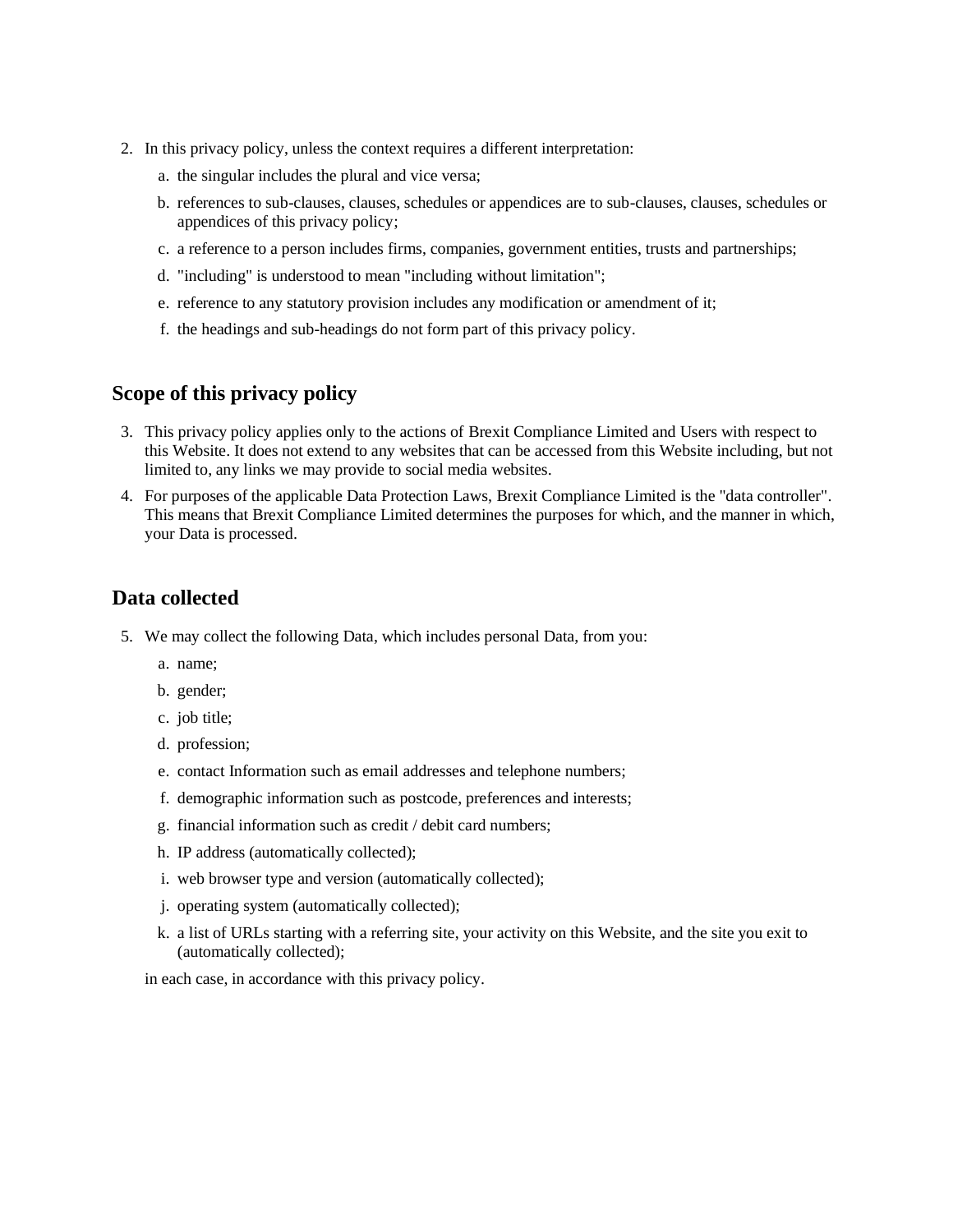2. In this privacy policy, unless the context requires a different interpretation:
    a. the singular includes the plural and vice versa;
    b. references to sub-clauses, clauses, schedules or appendices are to sub-clauses, clauses, schedules or appendices of this privacy policy;
    c. a reference to a person includes firms, companies, government entities, trusts and partnerships;
    d. "including" is understood to mean "including without limitation";
    e. reference to any statutory provision includes any modification or amendment of it;
    f. the headings and sub-headings do not form part of this privacy policy.

## Scope of this privacy policy

3. This privacy policy applies only to the actions of Brexit Compliance Limited and Users with respect to this Website. It does not extend to any websites that can be accessed from this Website including, but not limited to, any links we may provide to social media websites.
4. For purposes of the applicable Data Protection Laws, Brexit Compliance Limited is the "data controller". This means that Brexit Compliance Limited determines the purposes for which, and the manner in which, your Data is processed.

## Data collected

5. We may collect the following Data, which includes personal Data, from you:
    a. name;
    b. gender;
    c. job title;
    d. profession;
    e. contact Information such as email addresses and telephone numbers;
    f. demographic information such as postcode, preferences and interests;
    g. financial information such as credit / debit card numbers;
    h. IP address (automatically collected);
    i. web browser type and version (automatically collected);
    j. operating system (automatically collected);
    k. a list of URLs starting with a referring site, your activity on this Website, and the site you exit to (automatically collected);

    in each case, in accordance with this privacy policy.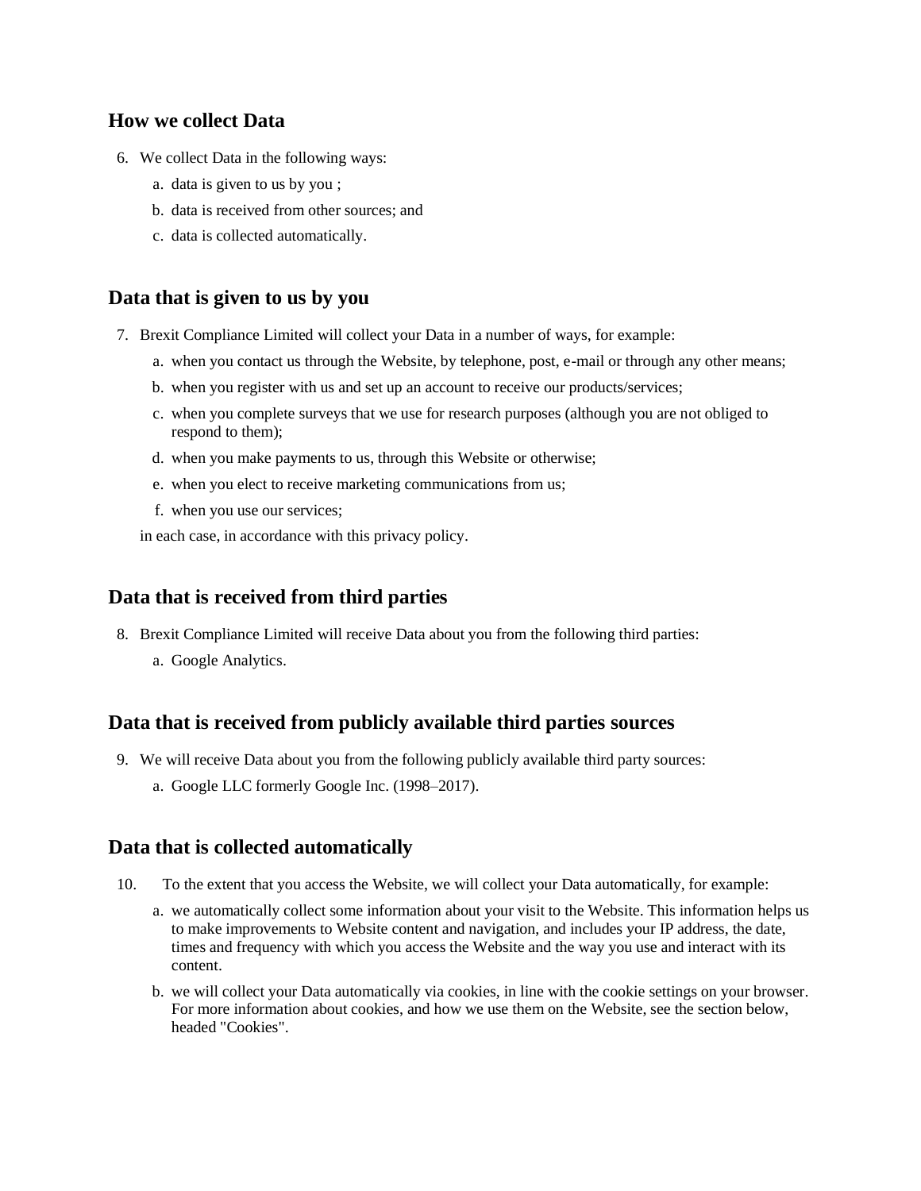## How we collect Data

6. We collect Data in the following ways:
    a. data is given to us by you ;
    b. data is received from other sources; and
    c. data is collected automatically.

## Data that is given to us by you

7. Brexit Compliance Limited will collect your Data in a number of ways, for example:
    a. when you contact us through the Website, by telephone, post, e-mail or through any other means;
    b. when you register with us and set up an account to receive our products/services;
    c. when you complete surveys that we use for research purposes (although you are not obliged to respond to them);
    d. when you make payments to us, through this Website or otherwise;
    e. when you elect to receive marketing communications from us;
    f. when you use our services;

    in each case, in accordance with this privacy policy.

## Data that is received from third parties

8. Brexit Compliance Limited will receive Data about you from the following third parties:
    a. Google Analytics.

## Data that is received from publicly available third parties sources

9. We will receive Data about you from the following publicly available third party sources:
    a. Google LLC formerly Google Inc. (1998–2017).

## Data that is collected automatically

10. To the extent that you access the Website, we will collect your Data automatically, for example:
    a. we automatically collect some information about your visit to the Website. This information helps us to make improvements to Website content and navigation, and includes your IP address, the date, times and frequency with which you access the Website and the way you use and interact with its content.
    b. we will collect your Data automatically via cookies, in line with the cookie settings on your browser. For more information about cookies, and how we use them on the Website, see the section below, headed "Cookies".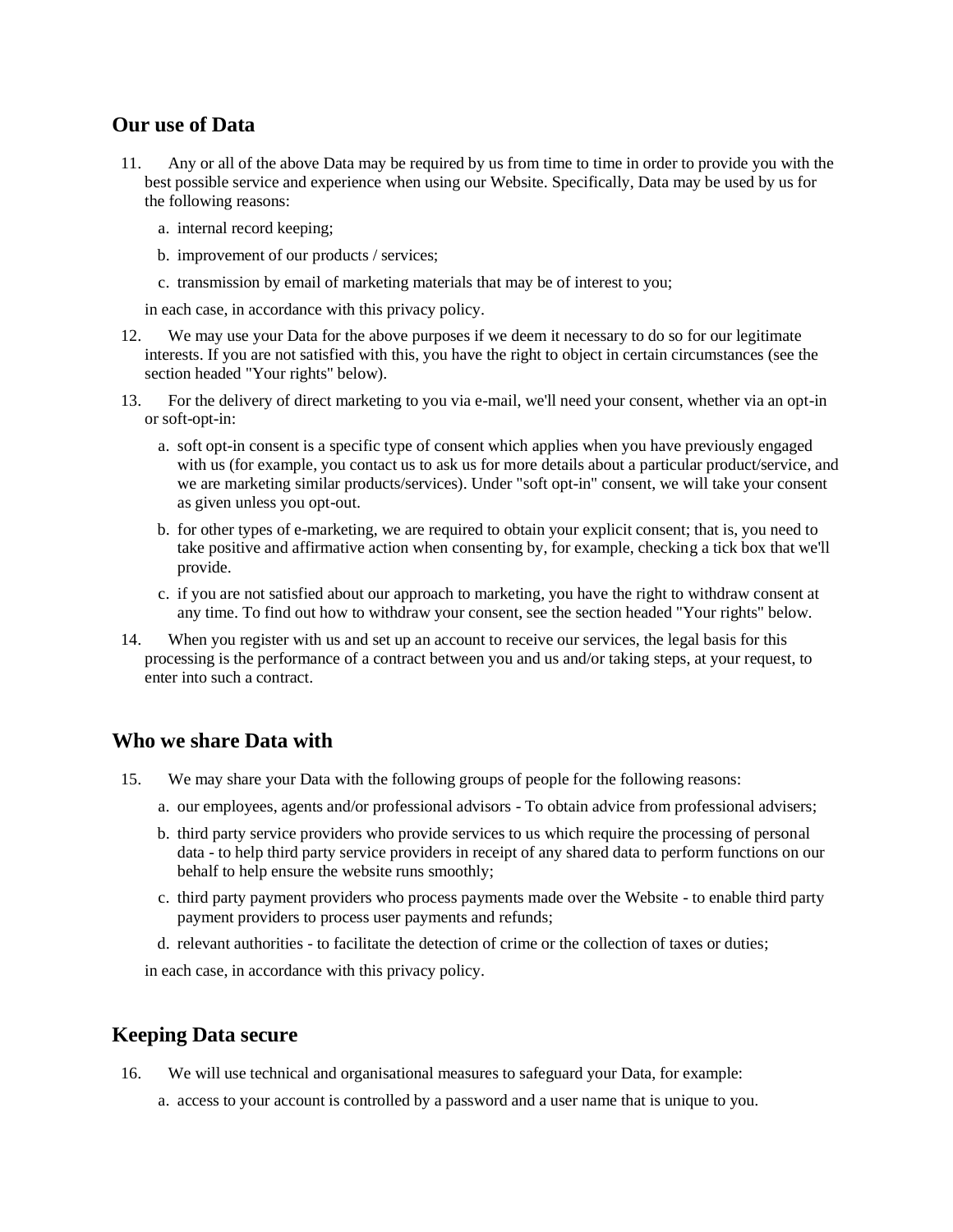## Our use of Data

11. Any or all of the above Data may be required by us from time to time in order to provide you with the best possible service and experience when using our Website. Specifically, Data may be used by us for the following reasons:

    a. internal record keeping;

    b. improvement of our products / services;

    c. transmission by email of marketing materials that may be of interest to you;

    in each case, in accordance with this privacy policy.

12. We may use your Data for the above purposes if we deem it necessary to do so for our legitimate interests. If you are not satisfied with this, you have the right to object in certain circumstances (see the section headed "Your rights" below).

13. For the delivery of direct marketing to you via e-mail, we'll need your consent, whether via an opt-in or soft-opt-in:

    a. soft opt-in consent is a specific type of consent which applies when you have previously engaged with us (for example, you contact us to ask us for more details about a particular product/service, and we are marketing similar products/services). Under "soft opt-in" consent, we will take your consent as given unless you opt-out.

    b. for other types of e-marketing, we are required to obtain your explicit consent; that is, you need to take positive and affirmative action when consenting by, for example, checking a tick box that we'll provide.

    c. if you are not satisfied about our approach to marketing, you have the right to withdraw consent at any time. To find out how to withdraw your consent, see the section headed "Your rights" below.

14. When you register with us and set up an account to receive our services, the legal basis for this processing is the performance of a contract between you and us and/or taking steps, at your request, to enter into such a contract.

## Who we share Data with

15. We may share your Data with the following groups of people for the following reasons:

    a. our employees, agents and/or professional advisors - To obtain advice from professional advisers;

    b. third party service providers who provide services to us which require the processing of personal data - to help third party service providers in receipt of any shared data to perform functions on our behalf to help ensure the website runs smoothly;

    c. third party payment providers who process payments made over the Website - to enable third party payment providers to process user payments and refunds;

    d. relevant authorities - to facilitate the detection of crime or the collection of taxes or duties;

    in each case, in accordance with this privacy policy.

## Keeping Data secure

16. We will use technical and organisational measures to safeguard your Data, for example:

    a. access to your account is controlled by a password and a user name that is unique to you.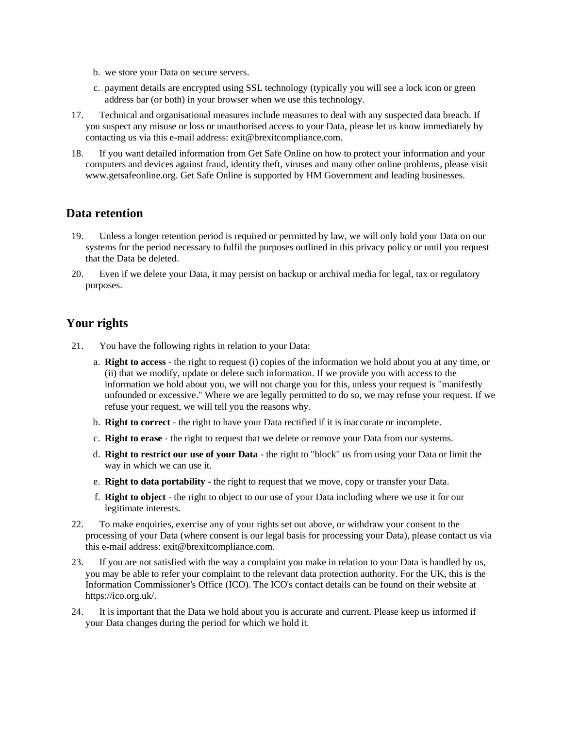b. we store your Data on secure servers.

c. payment details are encrypted using SSL technology (typically you will see a lock icon or green address bar (or both) in your browser when we use this technology.

17. Technical and organisational measures include measures to deal with any suspected data breach. If you suspect any misuse or loss or unauthorised access to your Data, please let us know immediately by contacting us via this e-mail address: exit@brexitcompliance.com.

18. If you want detailed information from Get Safe Online on how to protect your information and your computers and devices against fraud, identity theft, viruses and many other online problems, please visit www.getsafeonline.org. Get Safe Online is supported by HM Government and leading businesses.

## Data retention

19. Unless a longer retention period is required or permitted by law, we will only hold your Data on our systems for the period necessary to fulfil the purposes outlined in this privacy policy or until you request that the Data be deleted.

20. Even if we delete your Data, it may persist on backup or archival media for legal, tax or regulatory purposes.

## Your rights

21. You have the following rights in relation to your Data:

    a. **Right to access** - the right to request (i) copies of the information we hold about you at any time, or (ii) that we modify, update or delete such information. If we provide you with access to the information we hold about you, we will not charge you for this, unless your request is "manifestly unfounded or excessive." Where we are legally permitted to do so, we may refuse your request. If we refuse your request, we will tell you the reasons why.

    b. **Right to correct** - the right to have your Data rectified if it is inaccurate or incomplete.

    c. **Right to erase** - the right to request that we delete or remove your Data from our systems.

    d. **Right to restrict our use of your Data** - the right to "block" us from using your Data or limit the way in which we can use it.

    e. **Right to data portability** - the right to request that we move, copy or transfer your Data.

    f. **Right to object** - the right to object to our use of your Data including where we use it for our legitimate interests.

22. To make enquiries, exercise any of your rights set out above, or withdraw your consent to the processing of your Data (where consent is our legal basis for processing your Data), please contact us via this e-mail address: exit@brexitcompliance.com.

23. If you are not satisfied with the way a complaint you make in relation to your Data is handled by us, you may be able to refer your complaint to the relevant data protection authority. For the UK, this is the Information Commissioner's Office (ICO). The ICO's contact details can be found on their website at https://ico.org.uk/.

24. It is important that the Data we hold about you is accurate and current. Please keep us informed if your Data changes during the period for which we hold it.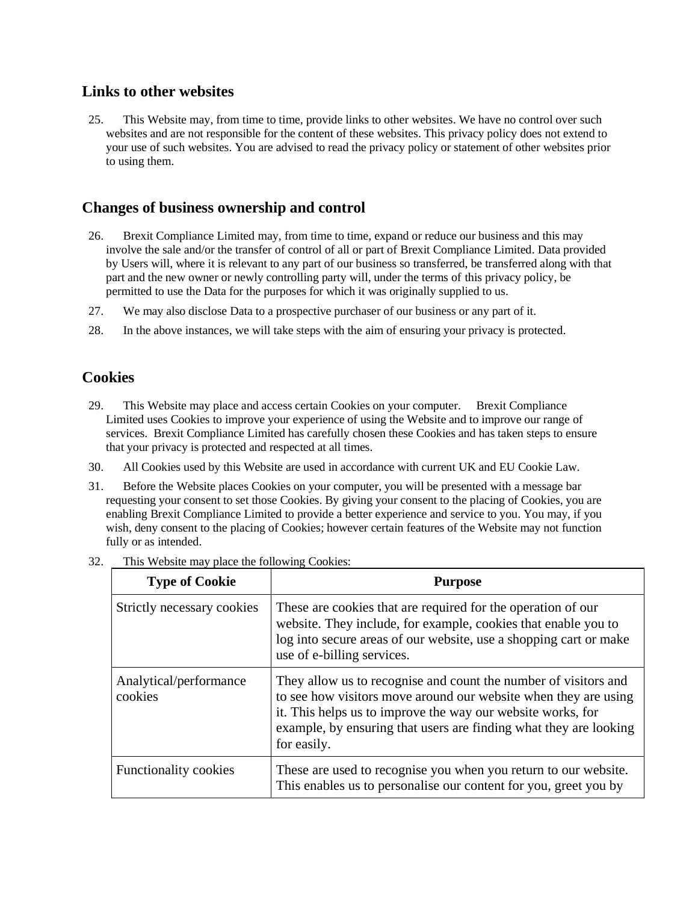## Links to other websites

25. This Website may, from time to time, provide links to other websites. We have no control over such websites and are not responsible for the content of these websites. This privacy policy does not extend to your use of such websites. You are advised to read the privacy policy or statement of other websites prior to using them.

## Changes of business ownership and control

26. Brexit Compliance Limited may, from time to time, expand or reduce our business and this may involve the sale and/or the transfer of control of all or part of Brexit Compliance Limited. Data provided by Users will, where it is relevant to any part of our business so transferred, be transferred along with that part and the new owner or newly controlling party will, under the terms of this privacy policy, be permitted to use the Data for the purposes for which it was originally supplied to us.

27. We may also disclose Data to a prospective purchaser of our business or any part of it.

28. In the above instances, we will take steps with the aim of ensuring your privacy is protected.

## Cookies

29. This Website may place and access certain Cookies on your computer. Brexit Compliance Limited uses Cookies to improve your experience of using the Website and to improve our range of services. Brexit Compliance Limited has carefully chosen these Cookies and has taken steps to ensure that your privacy is protected and respected at all times.

30. All Cookies used by this Website are used in accordance with current UK and EU Cookie Law.

31. Before the Website places Cookies on your computer, you will be presented with a message bar requesting your consent to set those Cookies. By giving your consent to the placing of Cookies, you are enabling Brexit Compliance Limited to provide a better experience and service to you. You may, if you wish, deny consent to the placing of Cookies; however certain features of the Website may not function fully or as intended.

32. This Website may place the following Cookies:

| Type of Cookie | Purpose |
| --- | --- |
| Strictly necessary cookies | These are cookies that are required for the operation of our website. They include, for example, cookies that enable you to log into secure areas of our website, use a shopping cart or make use of e-billing services. |
| Analytical/performance cookies | They allow us to recognise and count the number of visitors and to see how visitors move around our website when they are using it. This helps us to improve the way our website works, for example, by ensuring that users are finding what they are looking for easily. |
| Functionality cookies | These are used to recognise you when you return to our website. This enables us to personalise our content for you, greet you by |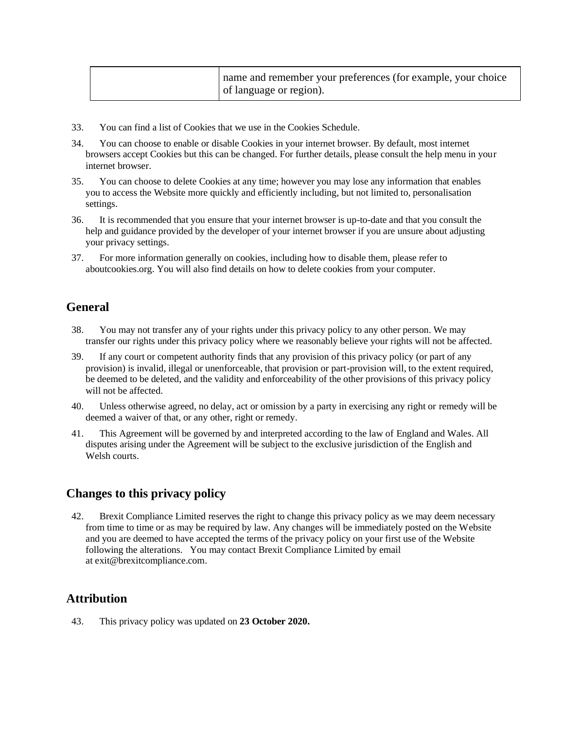| | name and remember your preferences (for example, your choice of language or region). |
|---|---|

33. You can find a list of Cookies that we use in the Cookies Schedule.

34. You can choose to enable or disable Cookies in your internet browser. By default, most internet browsers accept Cookies but this can be changed. For further details, please consult the help menu in your internet browser.

35. You can choose to delete Cookies at any time; however you may lose any information that enables you to access the Website more quickly and efficiently including, but not limited to, personalisation settings.

36. It is recommended that you ensure that your internet browser is up-to-date and that you consult the help and guidance provided by the developer of your internet browser if you are unsure about adjusting your privacy settings.

37. For more information generally on cookies, including how to disable them, please refer to aboutcookies.org. You will also find details on how to delete cookies from your computer.

## General

38. You may not transfer any of your rights under this privacy policy to any other person. We may transfer our rights under this privacy policy where we reasonably believe your rights will not be affected.

39. If any court or competent authority finds that any provision of this privacy policy (or part of any provision) is invalid, illegal or unenforceable, that provision or part-provision will, to the extent required, be deemed to be deleted, and the validity and enforceability of the other provisions of this privacy policy will not be affected.

40. Unless otherwise agreed, no delay, act or omission by a party in exercising any right or remedy will be deemed a waiver of that, or any other, right or remedy.

41. This Agreement will be governed by and interpreted according to the law of England and Wales. All disputes arising under the Agreement will be subject to the exclusive jurisdiction of the English and Welsh courts.

## Changes to this privacy policy

42. Brexit Compliance Limited reserves the right to change this privacy policy as we may deem necessary from time to time or as may be required by law. Any changes will be immediately posted on the Website and you are deemed to have accepted the terms of the privacy policy on your first use of the Website following the alterations. You may contact Brexit Compliance Limited by email at exit@brexitcompliance.com.

## Attribution

43. This privacy policy was updated on **23 October 2020.**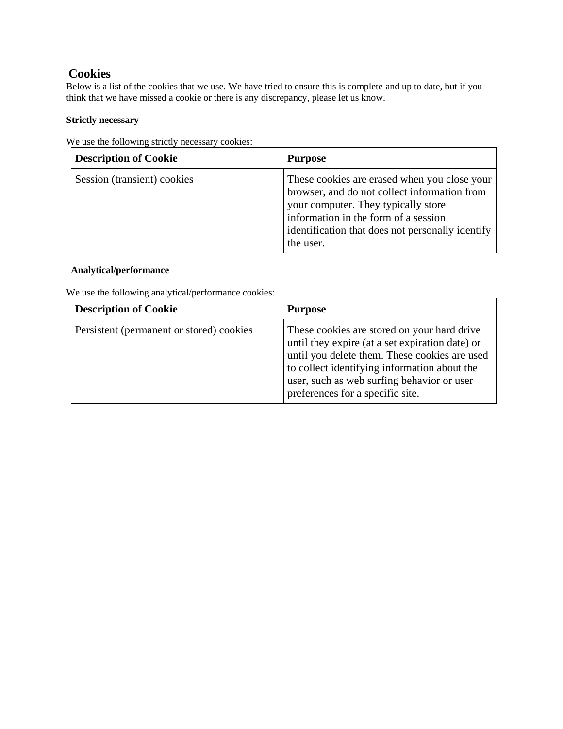## Cookies

Below is a list of the cookies that we use. We have tried to ensure this is complete and up to date, but if you think that we have missed a cookie or there is any discrepancy, please let us know.

**Strictly necessary**

We use the following strictly necessary cookies:

| Description of Cookie | Purpose |
|---|---|
| Session (transient) cookies | These cookies are erased when you close your browser, and do not collect information from your computer. They typically store information in the form of a session identification that does not personally identify the user. |

**Analytical/performance**

We use the following analytical/performance cookies:

| Description of Cookie | Purpose |
|---|---|
| Persistent (permanent or stored) cookies | These cookies are stored on your hard drive until they expire (at a set expiration date) or until you delete them. These cookies are used to collect identifying information about the user, such as web surfing behavior or user preferences for a specific site. |